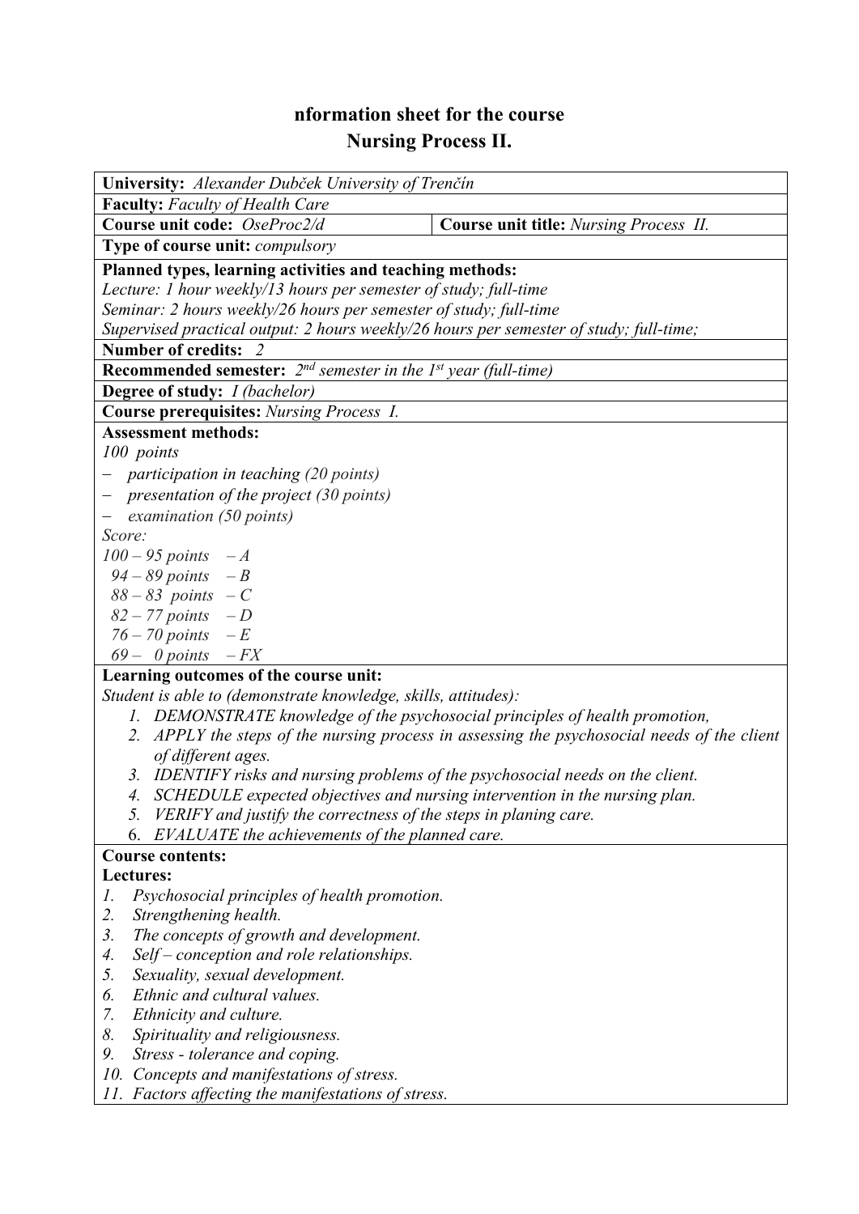# nformation sheet for the course
## Nursing Process II.

**University:** *Alexander Dubček University of Trenčín*

**Faculty:** *Faculty of Health Care*

| **Course unit code:** *OseProc2/d* | **Course unit title:** *Nursing Process II.* |
|---|---|

**Type of course unit:** *compulsory*

**Planned types, learning activities and teaching methods:**
*Lecture: 1 hour weekly/13 hours per semester of study; full-time*
*Seminar: 2 hours weekly/26 hours per semester of study; full-time*
*Supervised practical output: 2 hours weekly/26 hours per semester of study; full-time;*

**Number of credits:** *2*

**Recommended semester:** *2nd semester in the 1st year (full-time)*

**Degree of study:** *I (bachelor)*

**Course prerequisites:** *Nursing Process I.*

**Assessment methods:**
*100 points*

- *participation in teaching (20 points)*
- *presentation of the project (30 points)*
- *examination (50 points)*

*Score:*
*100 – 95 points – A*
*94 – 89 points – B*
*88 – 83 points – C*
*82 – 77 points – D*
*76 – 70 points – E*
*69 – 0 points – FX*

**Learning outcomes of the course unit:**
*Student is able to (demonstrate knowledge, skills, attitudes):*

1. *DEMONSTRATE knowledge of the psychosocial principles of health promotion,*
2. *APPLY the steps of the nursing process in assessing the psychosocial needs of the client of different ages.*
3. *IDENTIFY risks and nursing problems of the psychosocial needs on the client.*
4. *SCHEDULE expected objectives and nursing intervention in the nursing plan.*
5. *VERIFY and justify the correctness of the steps in planing care.*
6. *EVALUATE the achievements of the planned care.*

**Course contents:**
**Lectures:**

1. *Psychosocial principles of health promotion.*
2. *Strengthening health.*
3. *The concepts of growth and development.*
4. *Self – conception and role relationships.*
5. *Sexuality, sexual development.*
6. *Ethnic and cultural values.*
7. *Ethnicity and culture.*
8. *Spirituality and religiousness.*
9. *Stress - tolerance and coping.*
10. *Concepts and manifestations of stress.*
11. *Factors affecting the manifestations of stress.*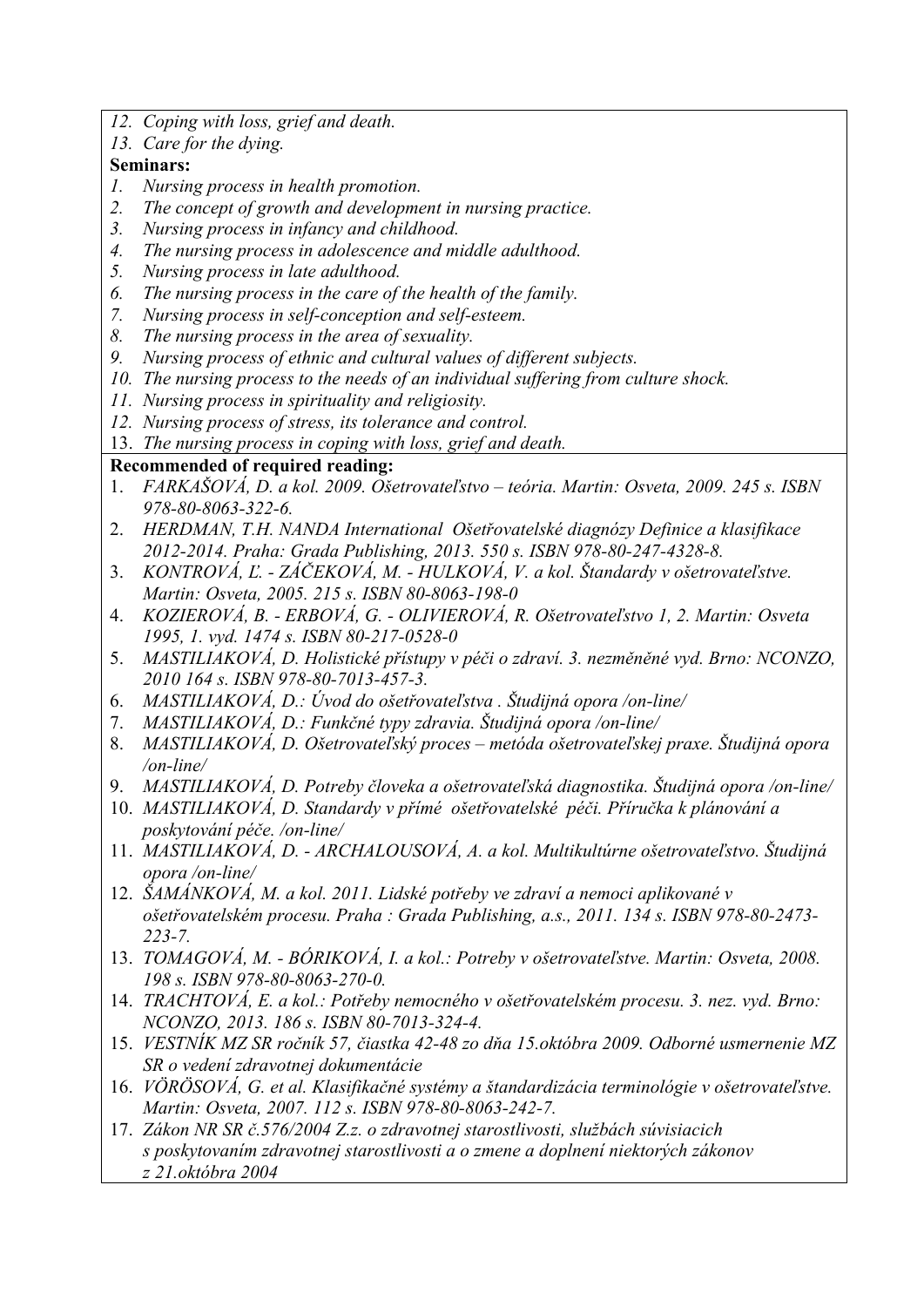12. *Coping with loss, grief and death.*
13. *Care for the dying.*

**Seminars:**

1. *Nursing process in health promotion.*
2. *The concept of growth and development in nursing practice.*
3. *Nursing process in infancy and childhood.*
4. *The nursing process in adolescence and middle adulthood.*
5. *Nursing process in late adulthood.*
6. *The nursing process in the care of the health of the family.*
7. *Nursing process in self-conception and self-esteem.*
8. *The nursing process in the area of sexuality.*
9. *Nursing process of ethnic and cultural values of different subjects.*
10. *The nursing process to the needs of an individual suffering from culture shock.*
11. *Nursing process in spirituality and religiosity.*
12. *Nursing process of stress, its tolerance and control.*
13. *The nursing process in coping with loss, grief and death.*

**Recommended of required reading:**

1. *FARKAŠOVÁ, D. a kol. 2009. Ošetrovateľstvo – teória. Martin: Osveta, 2009. 245 s. ISBN 978-80-8063-322-6.*
2. *HERDMAN, T.H. NANDA International Ošetřovatelské diagnózy Definice a klasifikace 2012-2014. Praha: Grada Publishing, 2013. 550 s. ISBN 978-80-247-4328-8.*
3. *KONTROVÁ, Ľ. - ZÁČEKOVÁ, M. - HULKOVÁ, V. a kol. Štandardy v ošetrovateľstve. Martin: Osveta, 2005. 215 s. ISBN 80-8063-198-0*
4. *KOZIEROVÁ, B. - ERBOVÁ, G. - OLIVIEROVÁ, R. Ošetrovateľstvo 1, 2. Martin: Osveta 1995, 1. vyd. 1474 s. ISBN 80-217-0528-0*
5. *MASTILIAKOVÁ, D. Holistické přístupy v péči o zdraví. 3. nezměněné vyd. Brno: NCONZO, 2010 164 s. ISBN 978-80-7013-457-3.*
6. *MASTILIAKOVÁ, D.: Úvod do ošetrovateľstva . Študijná opora /on-line/*
7. *MASTILIAKOVÁ, D.: Funkčné typy zdravia. Študijná opora /on-line/*
8. *MASTILIAKOVÁ, D. Ošetrovateľský proces – metóda ošetrovateľskej praxe. Študijná opora /on-line/*
9. *MASTILIAKOVÁ, D. Potreby človeka a ošetrovateľská diagnostika. Študijná opora /on-line/*
10. *MASTILIAKOVÁ, D. Standardy v přímé ošetřovatelské péči. Příručka k plánování a poskytování péče. /on-line/*
11. *MASTILIAKOVÁ, D. - ARCHALOUSOVÁ, A. a kol. Multikultúrne ošetrovateľstvo. Študijná opora /on-line/*
12. *ŠAMÁNKOVÁ, M. a kol. 2011. Lidské potřeby ve zdraví a nemoci aplikované v ošetřovatelském procesu. Praha : Grada Publishing, a.s., 2011. 134 s. ISBN 978-80-2473-223-7.*
13. *TOMAGOVÁ, M. - BÓRIKOVÁ, I. a kol.: Potreby v ošetrovateľstve. Martin: Osveta, 2008. 198 s. ISBN 978-80-8063-270-0.*
14. *TRACHTOVÁ, E. a kol.: Potřeby nemocného v ošetřovatelském procesu. 3. nez. vyd. Brno: NCONZO, 2013. 186 s. ISBN 80-7013-324-4.*
15. *VESTNÍK MZ SR ročník 57, čiastka 42-48 zo dňa 15.októbra 2009. Odborné usmernenie MZ SR o vedení zdravotnej dokumentácie*
16. *VÖRÖSOVÁ, G. et al. Klasifikačné systémy a štandardizácia terminológie v ošetrovateľstve. Martin: Osveta, 2007. 112 s. ISBN 978-80-8063-242-7.*
17. *Zákon NR SR č.576/2004 Z.z. o zdravotnej starostlivosti, službách súvisiacich s poskytovaním zdravotnej starostlivosti a o zmene a doplnení niektorých zákonov z 21.októbra 2004*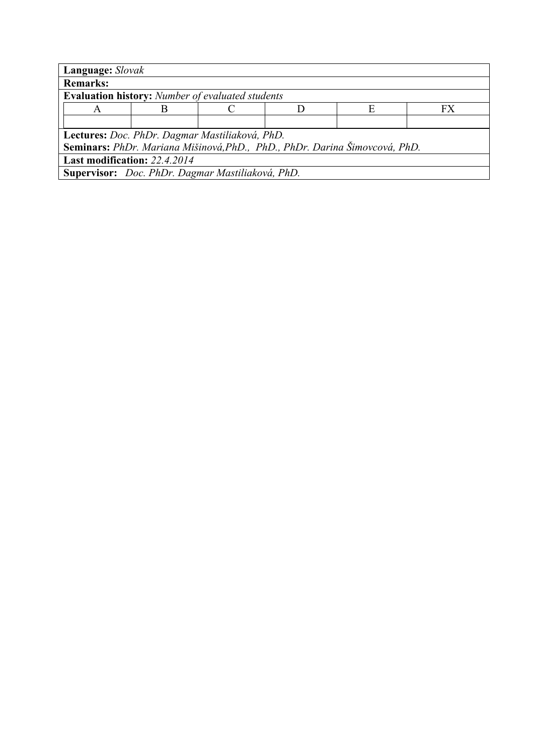**Language:** *Slovak*

**Remarks:**

**Evaluation history:** *Number of evaluated students*

| A | B | C | D | E | FX |
| --- | --- | --- | --- | --- | --- |
| | | | | | |

**Lectures:** *Doc. PhDr. Dagmar Mastiliaková, PhD.*
**Seminars:** *PhDr. Mariana Mišinová,PhD., PhD., PhDr. Darina Šimovcová, PhD.*

**Last modification:** *22.4.2014*

**Supervisor:** *Doc. PhDr. Dagmar Mastiliaková, PhD.*